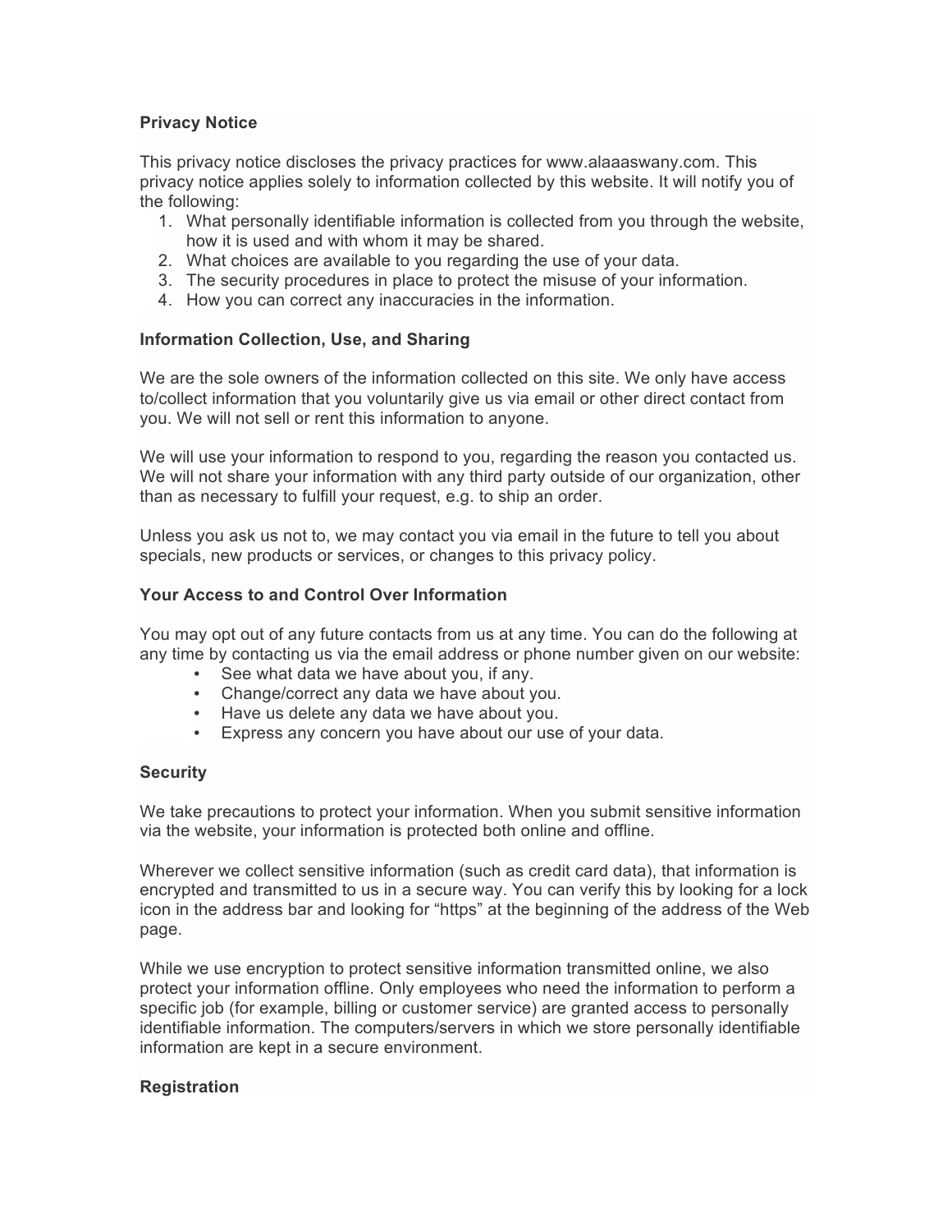**Privacy Notice**

This privacy notice discloses the privacy practices for www.alaaaswany.com. This privacy notice applies solely to information collected by this website. It will notify you of the following:

1. What personally identifiable information is collected from you through the website, how it is used and with whom it may be shared.
2. What choices are available to you regarding the use of your data.
3. The security procedures in place to protect the misuse of your information.
4. How you can correct any inaccuracies in the information.

**Information Collection, Use, and Sharing**

We are the sole owners of the information collected on this site. We only have access to/collect information that you voluntarily give us via email or other direct contact from you. We will not sell or rent this information to anyone.

We will use your information to respond to you, regarding the reason you contacted us. We will not share your information with any third party outside of our organization, other than as necessary to fulfill your request, e.g. to ship an order.

Unless you ask us not to, we may contact you via email in the future to tell you about specials, new products or services, or changes to this privacy policy.

**Your Access to and Control Over Information**

You may opt out of any future contacts from us at any time. You can do the following at any time by contacting us via the email address or phone number given on our website:

- See what data we have about you, if any.
- Change/correct any data we have about you.
- Have us delete any data we have about you.
- Express any concern you have about our use of your data.

**Security**

We take precautions to protect your information. When you submit sensitive information via the website, your information is protected both online and offline.

Wherever we collect sensitive information (such as credit card data), that information is encrypted and transmitted to us in a secure way. You can verify this by looking for a lock icon in the address bar and looking for "https" at the beginning of the address of the Web page.

While we use encryption to protect sensitive information transmitted online, we also protect your information offline. Only employees who need the information to perform a specific job (for example, billing or customer service) are granted access to personally identifiable information. The computers/servers in which we store personally identifiable information are kept in a secure environment.

**Registration**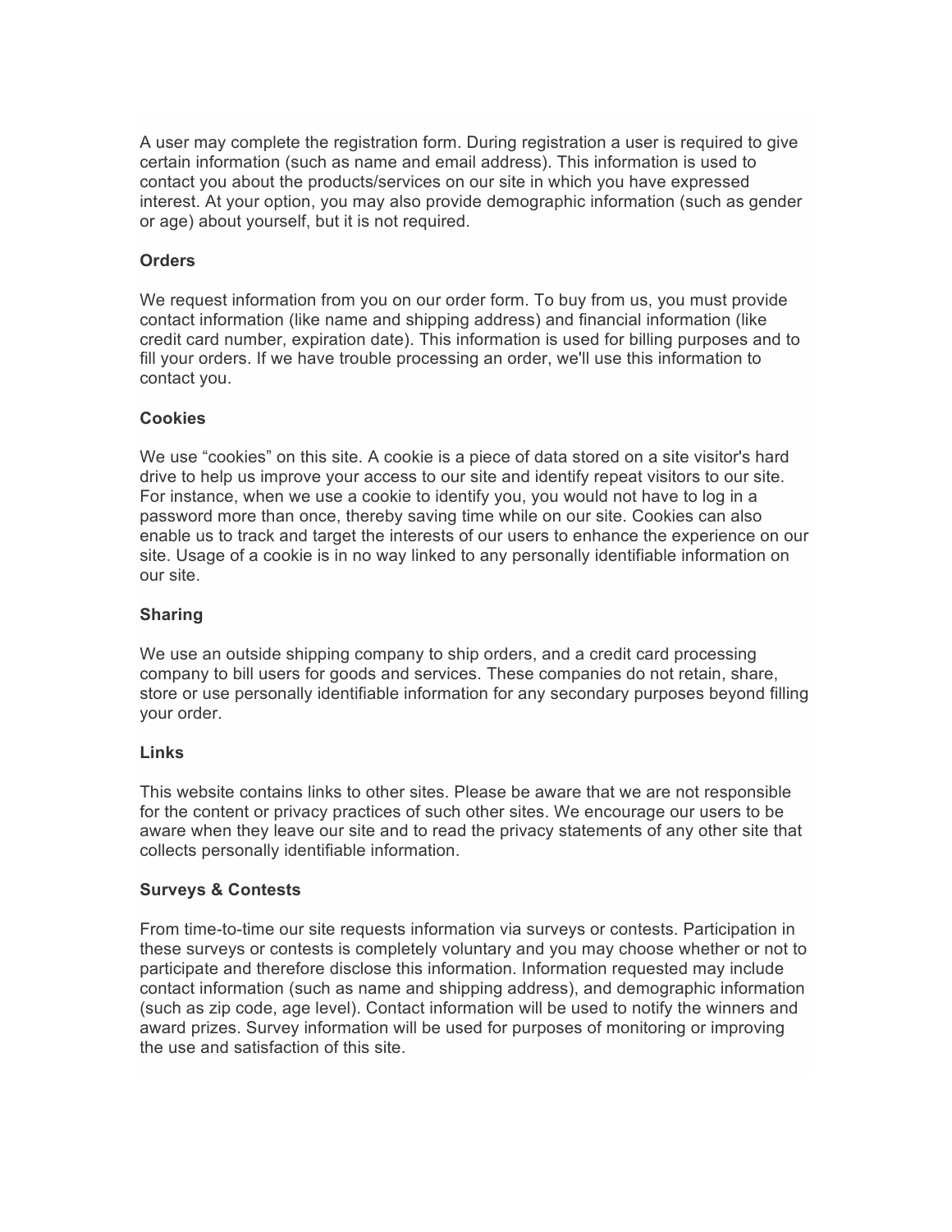A user may complete the registration form. During registration a user is required to give certain information (such as name and email address). This information is used to contact you about the products/services on our site in which you have expressed interest. At your option, you may also provide demographic information (such as gender or age) about yourself, but it is not required.

**Orders**

We request information from you on our order form. To buy from us, you must provide contact information (like name and shipping address) and financial information (like credit card number, expiration date). This information is used for billing purposes and to fill your orders. If we have trouble processing an order, we'll use this information to contact you.

**Cookies**

We use “cookies” on this site. A cookie is a piece of data stored on a site visitor's hard drive to help us improve your access to our site and identify repeat visitors to our site. For instance, when we use a cookie to identify you, you would not have to log in a password more than once, thereby saving time while on our site. Cookies can also enable us to track and target the interests of our users to enhance the experience on our site. Usage of a cookie is in no way linked to any personally identifiable information on our site.

**Sharing**

We use an outside shipping company to ship orders, and a credit card processing company to bill users for goods and services. These companies do not retain, share, store or use personally identifiable information for any secondary purposes beyond filling your order.

**Links**

This website contains links to other sites. Please be aware that we are not responsible for the content or privacy practices of such other sites. We encourage our users to be aware when they leave our site and to read the privacy statements of any other site that collects personally identifiable information.

**Surveys & Contests**

From time-to-time our site requests information via surveys or contests. Participation in these surveys or contests is completely voluntary and you may choose whether or not to participate and therefore disclose this information. Information requested may include contact information (such as name and shipping address), and demographic information (such as zip code, age level). Contact information will be used to notify the winners and award prizes. Survey information will be used for purposes of monitoring or improving the use and satisfaction of this site.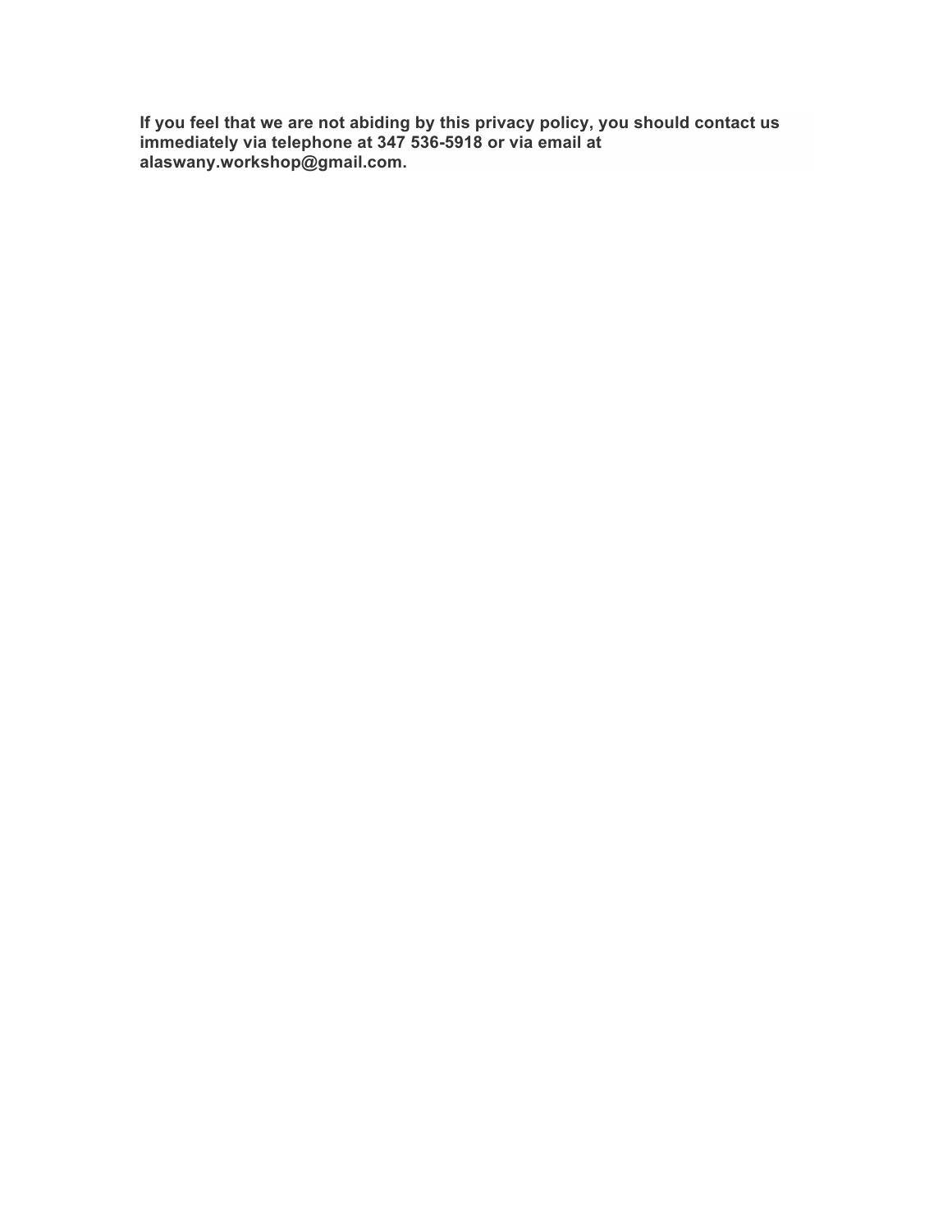**If you feel that we are not abiding by this privacy policy, you should contact us immediately via telephone at 347 536-5918 or via email at alaswany.workshop@gmail.com.**